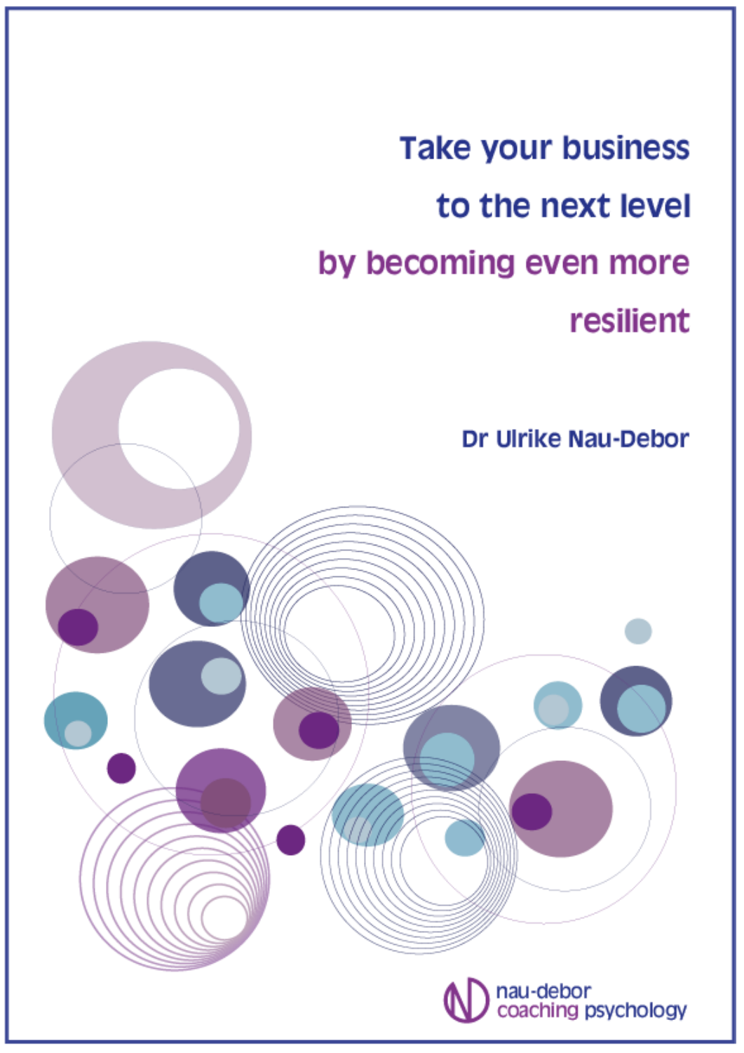# Take your business to the next level by becoming even more resilient

**Dr Ulrike Nau-Debor**

nau-debor coaching psychology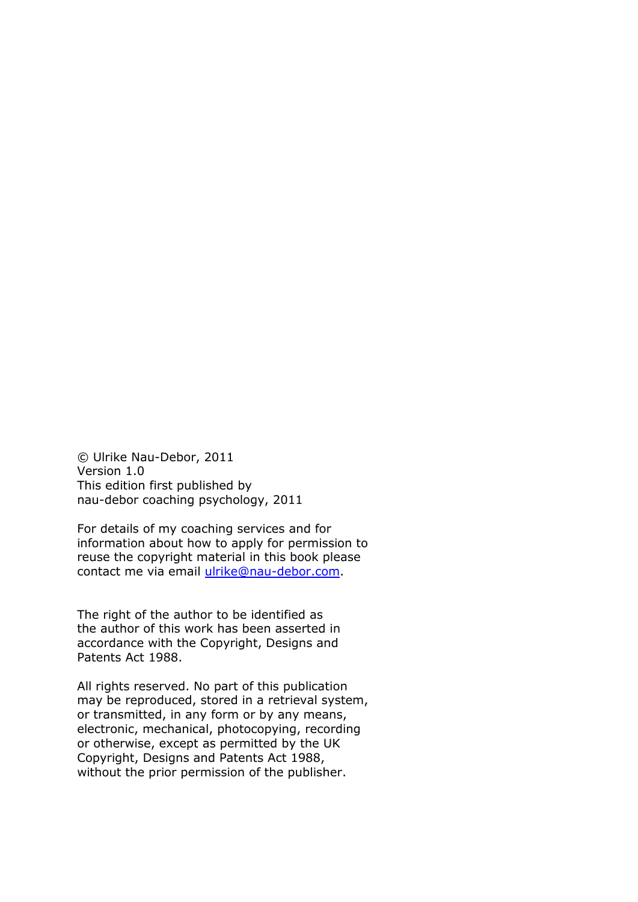© Ulrike Nau-Debor, 2011
Version 1.0
This edition first published by
nau-debor coaching psychology, 2011

For details of my coaching services and for information about how to apply for permission to reuse the copyright material in this book please contact me via email ulrike@nau-debor.com.

The right of the author to be identified as the author of this work has been asserted in accordance with the Copyright, Designs and Patents Act 1988.

All rights reserved. No part of this publication may be reproduced, stored in a retrieval system, or transmitted, in any form or by any means, electronic, mechanical, photocopying, recording or otherwise, except as permitted by the UK Copyright, Designs and Patents Act 1988, without the prior permission of the publisher.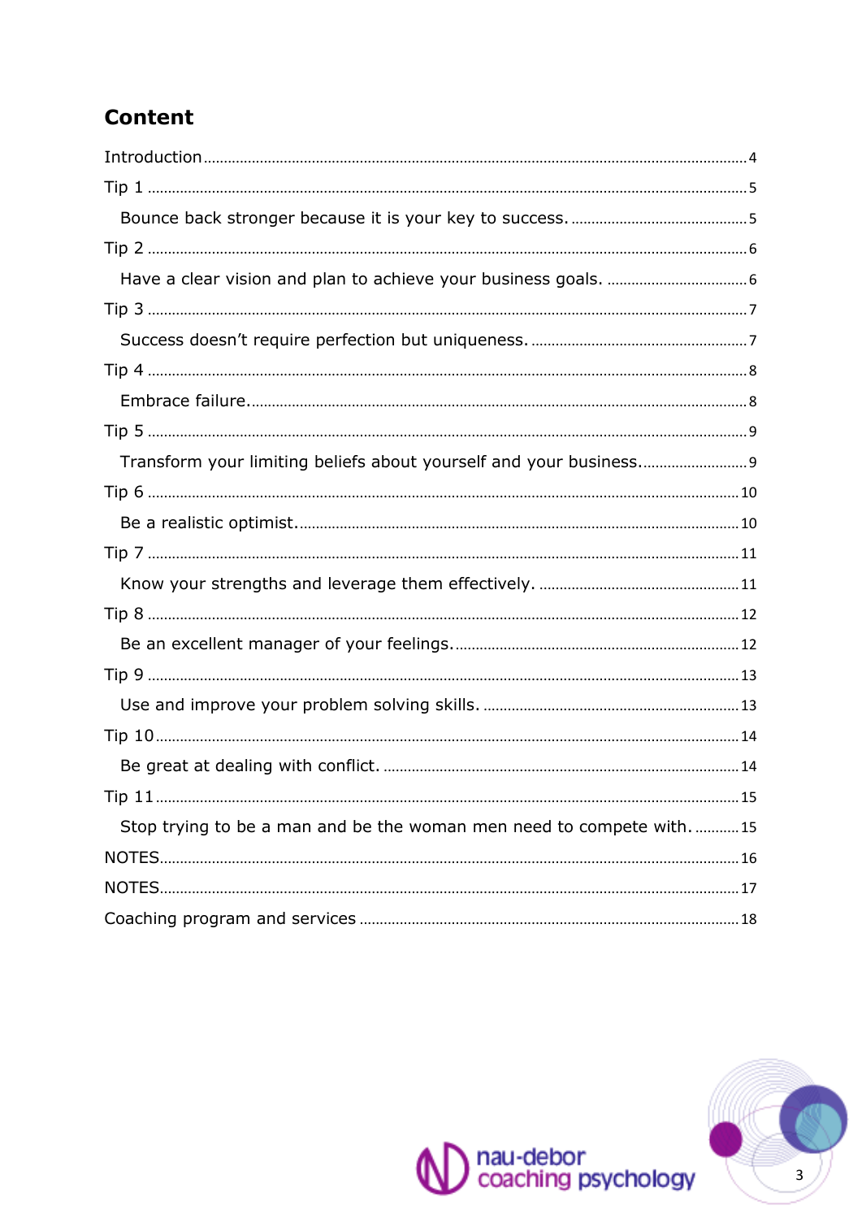# Content

Introduction ........ 4

Tip 1 ........ 5

- Bounce back stronger because it is your key to success. ........ 5

Tip 2 ........ 6

- Have a clear vision and plan to achieve your business goals. ........ 6

Tip 3 ........ 7

- Success doesn't require perfection but uniqueness. ........ 7

Tip 4 ........ 8

- Embrace failure. ........ 8

Tip 5 ........ 9

- Transform your limiting beliefs about yourself and your business. ........ 9

Tip 6 ........ 10

- Be a realistic optimist. ........ 10

Tip 7 ........ 11

- Know your strengths and leverage them effectively. ........ 11

Tip 8 ........ 12

- Be an excellent manager of your feelings. ........ 12

Tip 9 ........ 13

- Use and improve your problem solving skills. ........ 13

Tip 10 ........ 14

- Be great at dealing with conflict. ........ 14

Tip 11 ........ 15

- Stop trying to be a man and be the woman men need to compete with. ........ 15

NOTES ........ 16

NOTES ........ 17

Coaching program and services ........ 18

nau-debor coaching psychology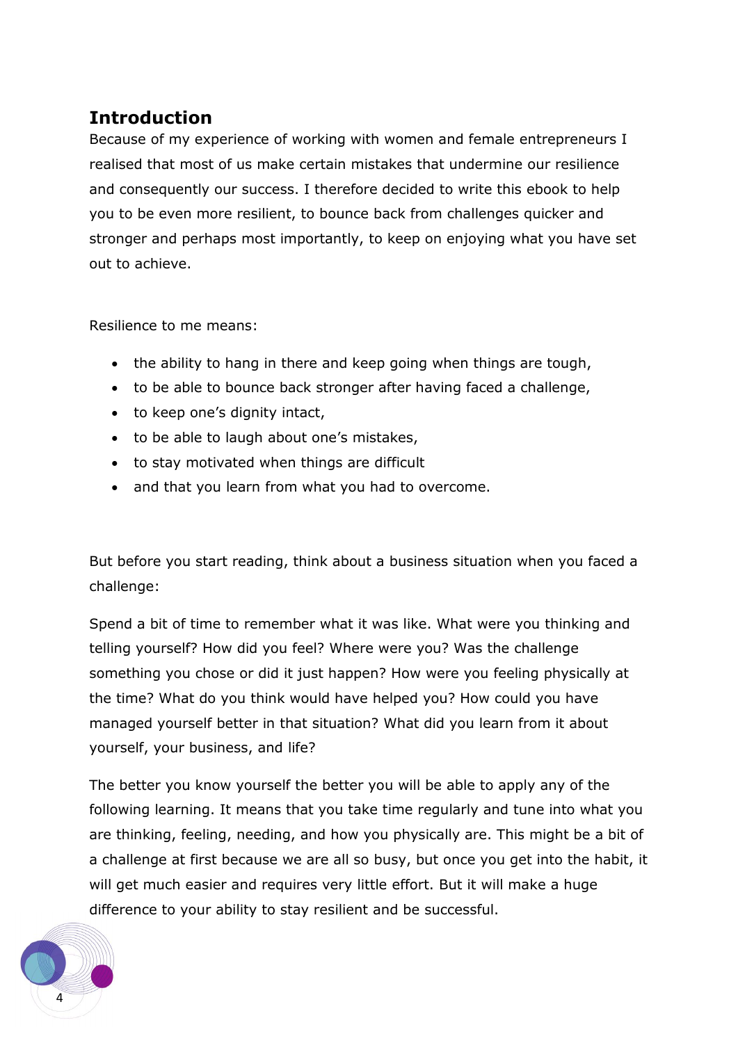## Introduction

Because of my experience of working with women and female entrepreneurs I realised that most of us make certain mistakes that undermine our resilience and consequently our success. I therefore decided to write this ebook to help you to be even more resilient, to bounce back from challenges quicker and stronger and perhaps most importantly, to keep on enjoying what you have set out to achieve.

Resilience to me means:

- the ability to hang in there and keep going when things are tough,
- to be able to bounce back stronger after having faced a challenge,
- to keep one's dignity intact,
- to be able to laugh about one's mistakes,
- to stay motivated when things are difficult
- and that you learn from what you had to overcome.

But before you start reading, think about a business situation when you faced a challenge:

Spend a bit of time to remember what it was like. What were you thinking and telling yourself? How did you feel? Where were you? Was the challenge something you chose or did it just happen? How were you feeling physically at the time? What do you think would have helped you? How could you have managed yourself better in that situation? What did you learn from it about yourself, your business, and life?

The better you know yourself the better you will be able to apply any of the following learning. It means that you take time regularly and tune into what you are thinking, feeling, needing, and how you physically are. This might be a bit of a challenge at first because we are all so busy, but once you get into the habit, it will get much easier and requires very little effort. But it will make a huge difference to your ability to stay resilient and be successful.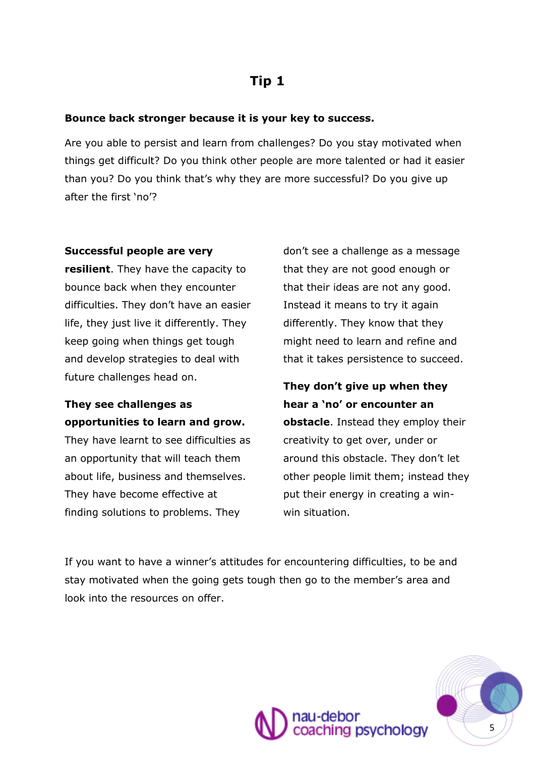## Tip 1

**Bounce back stronger because it is your key to success.**

Are you able to persist and learn from challenges? Do you stay motivated when things get difficult? Do you think other people are more talented or had it easier than you? Do you think that's why they are more successful? Do you give up after the first 'no'?

**Successful people are very resilient**. They have the capacity to bounce back when they encounter difficulties. They don't have an easier life, they just live it differently. They keep going when things get tough and develop strategies to deal with future challenges head on.

**They see challenges as opportunities to learn and grow.** They have learnt to see difficulties as an opportunity that will teach them about life, business and themselves. They have become effective at finding solutions to problems. They don't see a challenge as a message that they are not good enough or that their ideas are not any good. Instead it means to try it again differently. They know that they might need to learn and refine and that it takes persistence to succeed.

**They don't give up when they hear a 'no' or encounter an obstacle**. Instead they employ their creativity to get over, under or around this obstacle. They don't let other people limit them; instead they put their energy in creating a win-win situation.

If you want to have a winner's attitudes for encountering difficulties, to be and stay motivated when the going gets tough then go to the member's area and look into the resources on offer.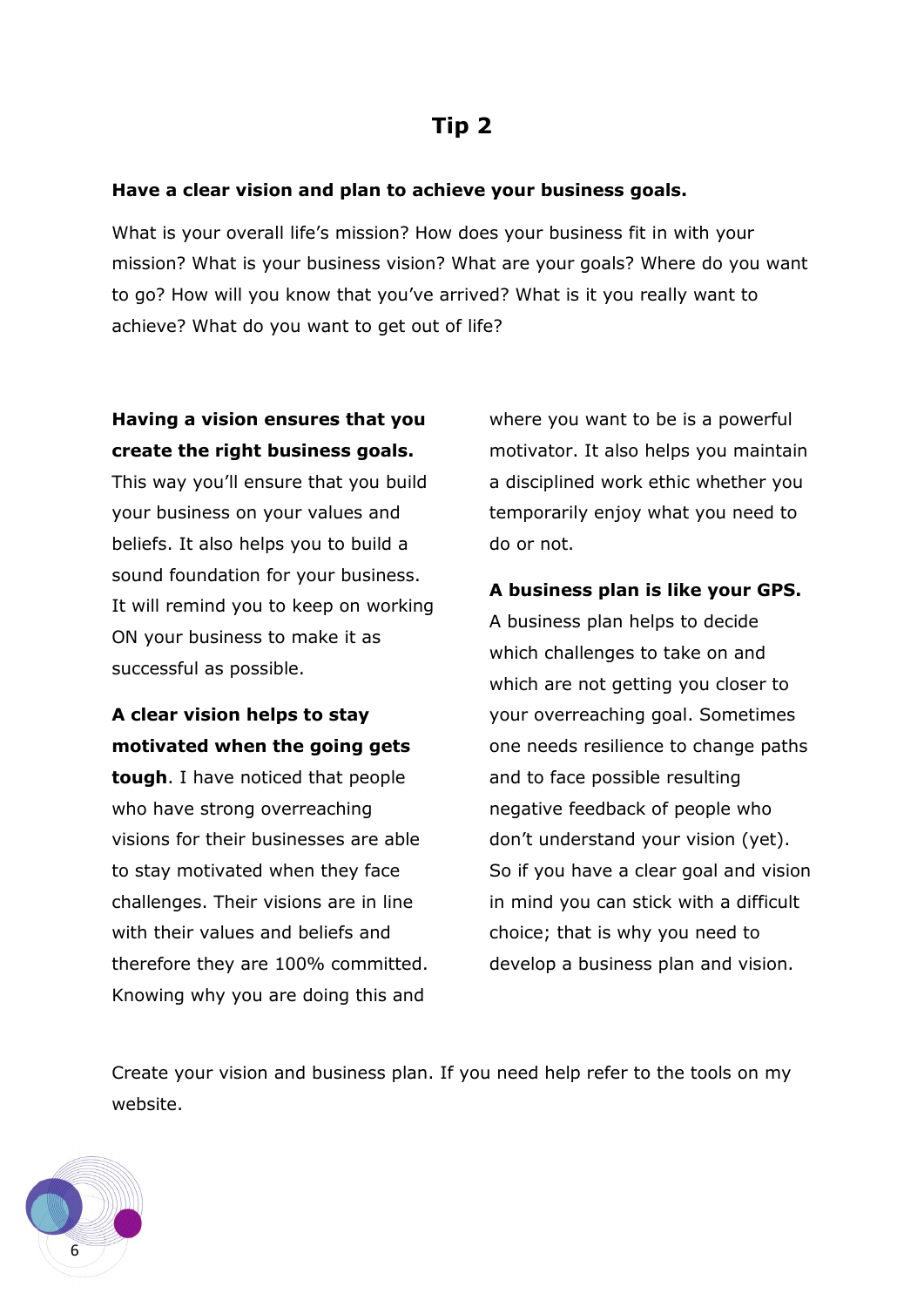# Tip 2

**Have a clear vision and plan to achieve your business goals.**

What is your overall life's mission? How does your business fit in with your mission? What is your business vision? What are your goals? Where do you want to go? How will you know that you've arrived? What is it you really want to achieve? What do you want to get out of life?

**Having a vision ensures that you create the right business goals.** This way you'll ensure that you build your business on your values and beliefs. It also helps you to build a sound foundation for your business. It will remind you to keep on working ON your business to make it as successful as possible.

**A clear vision helps to stay motivated when the going gets tough**. I have noticed that people who have strong overreaching visions for their businesses are able to stay motivated when they face challenges. Their visions are in line with their values and beliefs and therefore they are 100% committed. Knowing why you are doing this and where you want to be is a powerful motivator. It also helps you maintain a disciplined work ethic whether you temporarily enjoy what you need to do or not.

**A business plan is like your GPS.** A business plan helps to decide which challenges to take on and which are not getting you closer to your overreaching goal. Sometimes one needs resilience to change paths and to face possible resulting negative feedback of people who don't understand your vision (yet). So if you have a clear goal and vision in mind you can stick with a difficult choice; that is why you need to develop a business plan and vision.

Create your vision and business plan. If you need help refer to the tools on my website.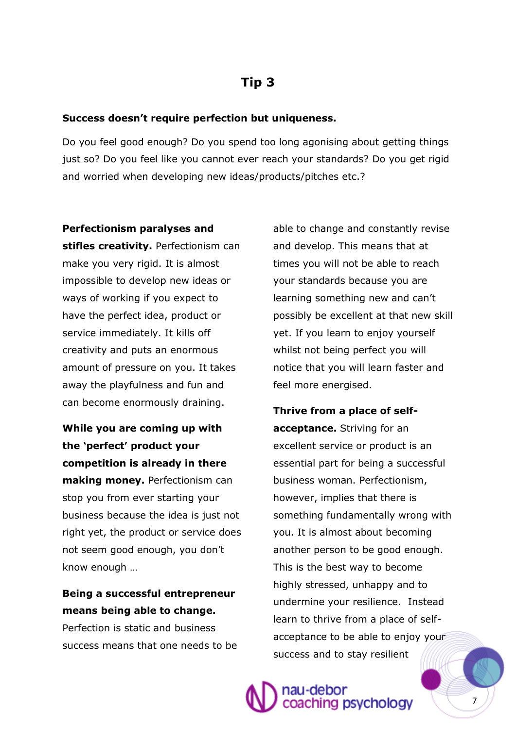## Tip 3

**Success doesn't require perfection but uniqueness.**

Do you feel good enough? Do you spend too long agonising about getting things just so? Do you feel like you cannot ever reach your standards? Do you get rigid and worried when developing new ideas/products/pitches etc.?

**Perfectionism paralyses and stifles creativity.** Perfectionism can make you very rigid. It is almost impossible to develop new ideas or ways of working if you expect to have the perfect idea, product or service immediately. It kills off creativity and puts an enormous amount of pressure on you. It takes away the playfulness and fun and can become enormously draining.

**While you are coming up with the 'perfect' product your competition is already in there making money.** Perfectionism can stop you from ever starting your business because the idea is just not right yet, the product or service does not seem good enough, you don't know enough …

**Being a successful entrepreneur means being able to change.** Perfection is static and business success means that one needs to be able to change and constantly revise and develop. This means that at times you will not be able to reach your standards because you are learning something new and can't possibly be excellent at that new skill yet. If you learn to enjoy yourself whilst not being perfect you will notice that you will learn faster and feel more energised.

**Thrive from a place of self-acceptance.** Striving for an excellent service or product is an essential part for being a successful business woman. Perfectionism, however, implies that there is something fundamentally wrong with you. It is almost about becoming another person to be good enough. This is the best way to become highly stressed, unhappy and to undermine your resilience. Instead learn to thrive from a place of self-acceptance to be able to enjoy your success and to stay resilient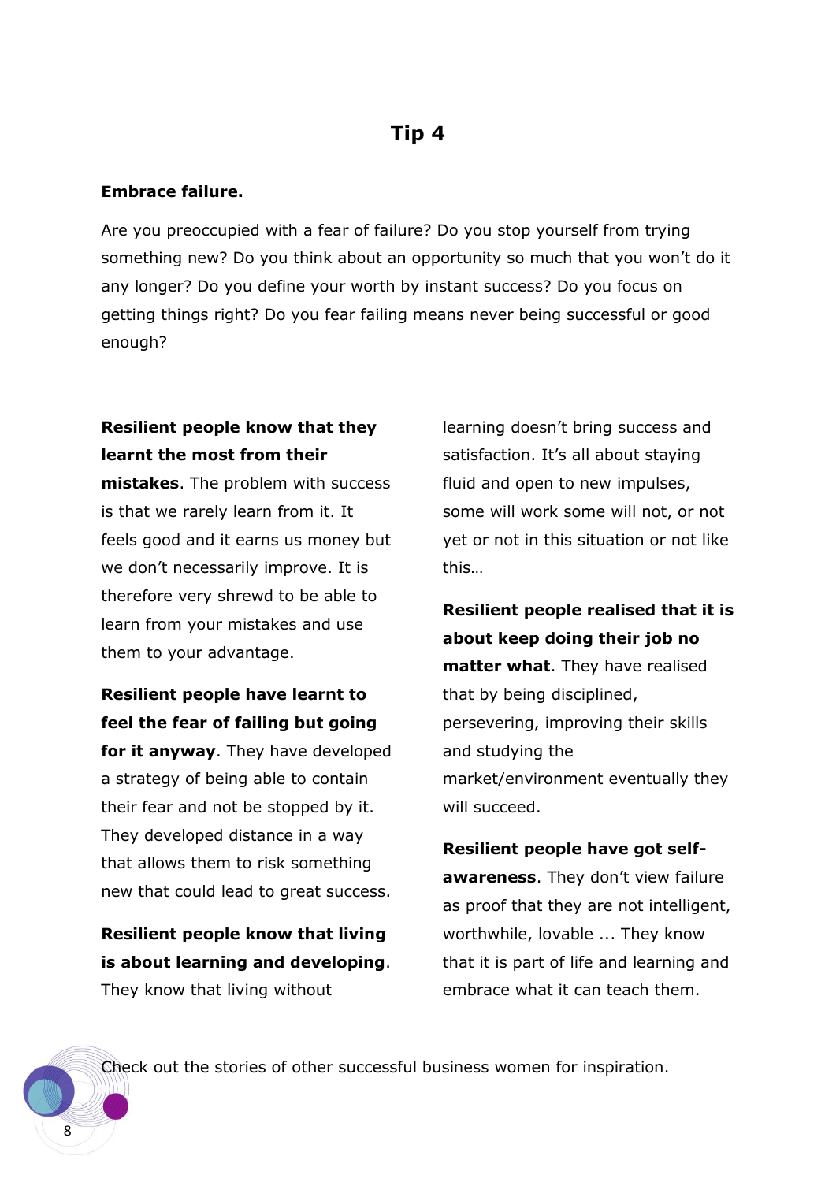# Tip 4

**Embrace failure.**

Are you preoccupied with a fear of failure? Do you stop yourself from trying something new? Do you think about an opportunity so much that you won't do it any longer? Do you define your worth by instant success? Do you focus on getting things right? Do you fear failing means never being successful or good enough?

**Resilient people know that they learnt the most from their mistakes**. The problem with success is that we rarely learn from it. It feels good and it earns us money but we don't necessarily improve. It is therefore very shrewd to be able to learn from your mistakes and use them to your advantage.

**Resilient people have learnt to feel the fear of failing but going for it anyway**. They have developed a strategy of being able to contain their fear and not be stopped by it. They developed distance in a way that allows them to risk something new that could lead to great success.

**Resilient people know that living is about learning and developing**. They know that living without learning doesn't bring success and satisfaction. It's all about staying fluid and open to new impulses, some will work some will not, or not yet or not in this situation or not like this…

**Resilient people realised that it is about keep doing their job no matter what**. They have realised that by being disciplined, persevering, improving their skills and studying the market/environment eventually they will succeed.

**Resilient people have got self-awareness**. They don't view failure as proof that they are not intelligent, worthwhile, lovable ... They know that it is part of life and learning and embrace what it can teach them.

Check out the stories of other successful business women for inspiration.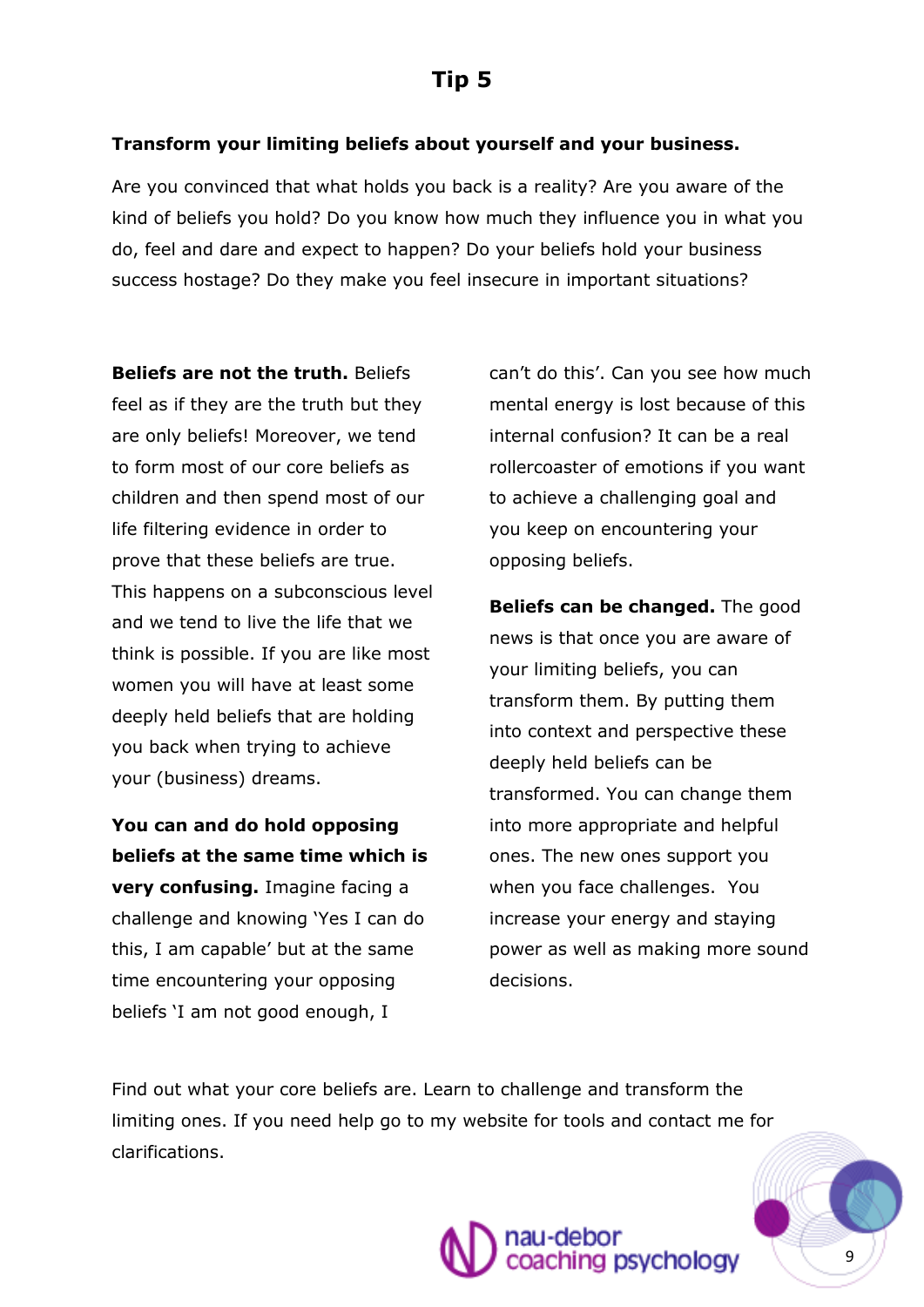# Tip 5

**Transform your limiting beliefs about yourself and your business.**

Are you convinced that what holds you back is a reality? Are you aware of the kind of beliefs you hold? Do you know how much they influence you in what you do, feel and dare and expect to happen? Do your beliefs hold your business success hostage? Do they make you feel insecure in important situations?

**Beliefs are not the truth.** Beliefs feel as if they are the truth but they are only beliefs! Moreover, we tend to form most of our core beliefs as children and then spend most of our life filtering evidence in order to prove that these beliefs are true. This happens on a subconscious level and we tend to live the life that we think is possible. If you are like most women you will have at least some deeply held beliefs that are holding you back when trying to achieve your (business) dreams.

**You can and do hold opposing beliefs at the same time which is very confusing.** Imagine facing a challenge and knowing 'Yes I can do this, I am capable' but at the same time encountering your opposing beliefs 'I am not good enough, I can't do this'. Can you see how much mental energy is lost because of this internal confusion? It can be a real rollercoaster of emotions if you want to achieve a challenging goal and you keep on encountering your opposing beliefs.

**Beliefs can be changed.** The good news is that once you are aware of your limiting beliefs, you can transform them. By putting them into context and perspective these deeply held beliefs can be transformed. You can change them into more appropriate and helpful ones. The new ones support you when you face challenges. You increase your energy and staying power as well as making more sound decisions.

Find out what your core beliefs are. Learn to challenge and transform the limiting ones. If you need help go to my website for tools and contact me for clarifications.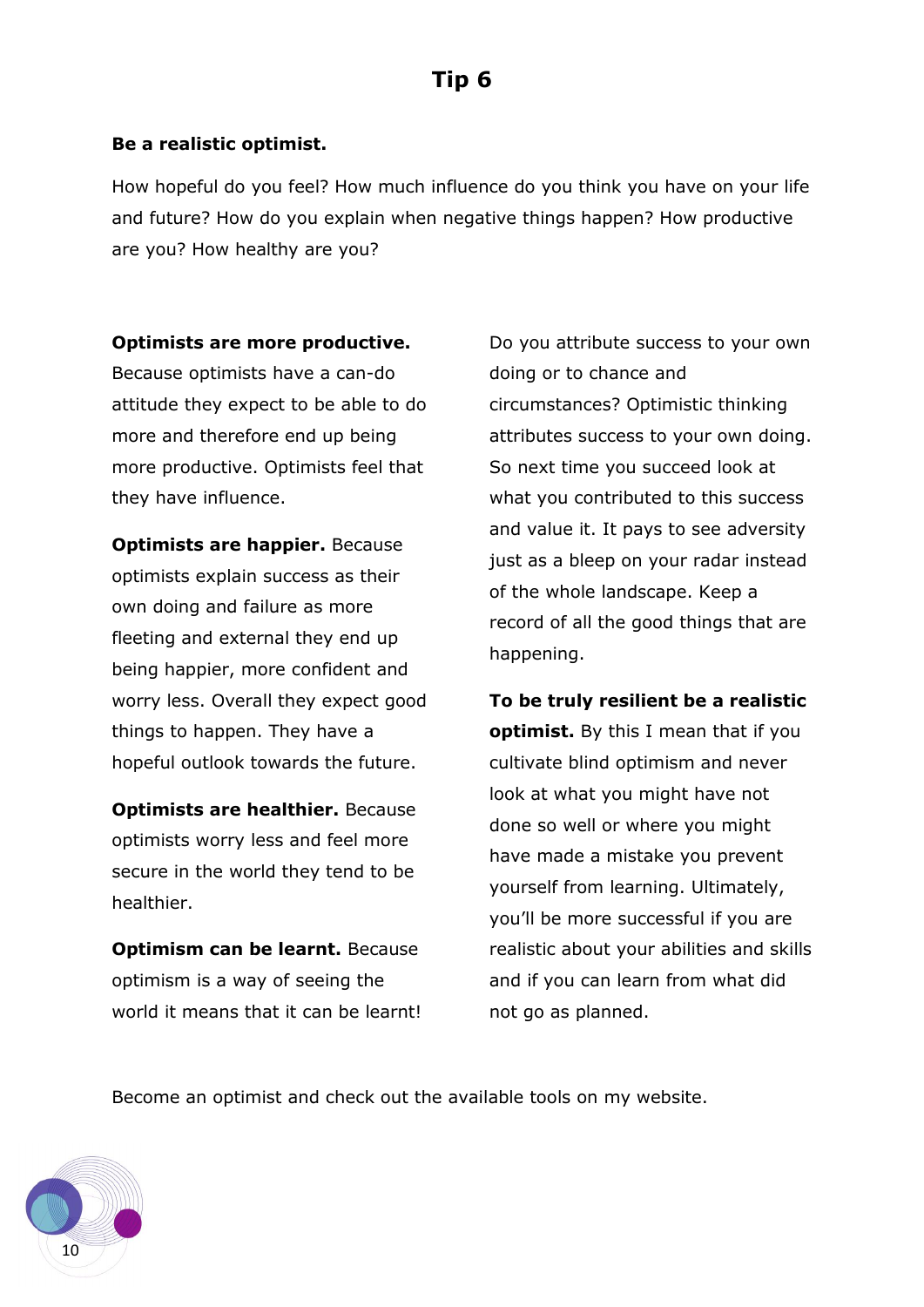# Tip 6

**Be a realistic optimist.**

How hopeful do you feel? How much influence do you think you have on your life and future? How do you explain when negative things happen? How productive are you? How healthy are you?

**Optimists are more productive.** Because optimists have a can-do attitude they expect to be able to do more and therefore end up being more productive. Optimists feel that they have influence.

**Optimists are happier.** Because optimists explain success as their own doing and failure as more fleeting and external they end up being happier, more confident and worry less. Overall they expect good things to happen. They have a hopeful outlook towards the future.

**Optimists are healthier.** Because optimists worry less and feel more secure in the world they tend to be healthier.

**Optimism can be learnt.** Because optimism is a way of seeing the world it means that it can be learnt!

Do you attribute success to your own doing or to chance and circumstances? Optimistic thinking attributes success to your own doing. So next time you succeed look at what you contributed to this success and value it. It pays to see adversity just as a bleep on your radar instead of the whole landscape. Keep a record of all the good things that are happening.

**To be truly resilient be a realistic optimist.** By this I mean that if you cultivate blind optimism and never look at what you might have not done so well or where you might have made a mistake you prevent yourself from learning. Ultimately, you'll be more successful if you are realistic about your abilities and skills and if you can learn from what did not go as planned.

Become an optimist and check out the available tools on my website.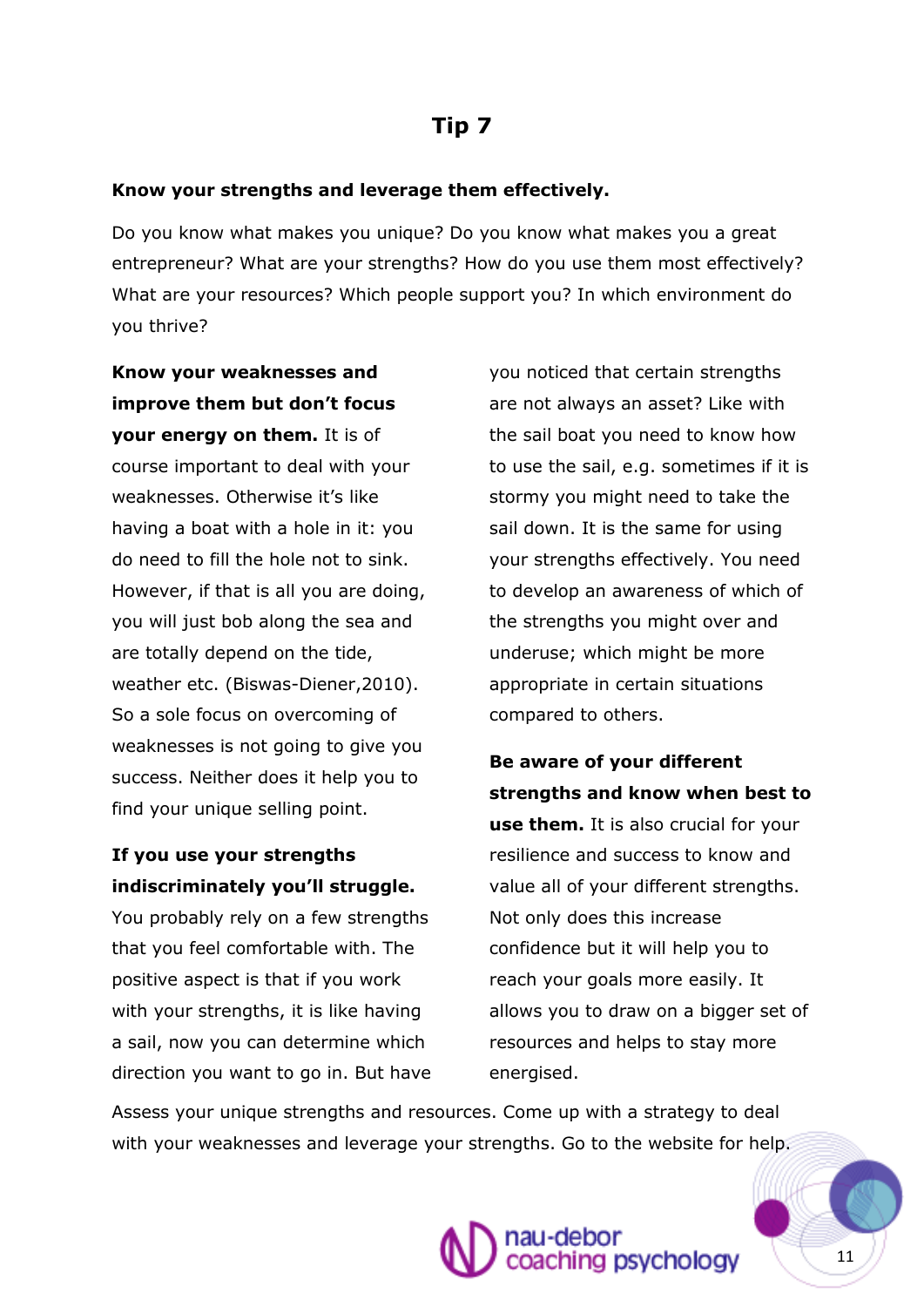# Tip 7

**Know your strengths and leverage them effectively.**

Do you know what makes you unique? Do you know what makes you a great entrepreneur? What are your strengths? How do you use them most effectively? What are your resources? Which people support you? In which environment do you thrive?

**Know your weaknesses and improve them but don't focus your energy on them.** It is of course important to deal with your weaknesses. Otherwise it's like having a boat with a hole in it: you do need to fill the hole not to sink. However, if that is all you are doing, you will just bob along the sea and are totally depend on the tide, weather etc. (Biswas-Diener,2010). So a sole focus on overcoming of weaknesses is not going to give you success. Neither does it help you to find your unique selling point.

**If you use your strengths indiscriminately you'll struggle.** You probably rely on a few strengths that you feel comfortable with. The positive aspect is that if you work with your strengths, it is like having a sail, now you can determine which direction you want to go in. But have you noticed that certain strengths are not always an asset? Like with the sail boat you need to know how to use the sail, e.g. sometimes if it is stormy you might need to take the sail down. It is the same for using your strengths effectively. You need to develop an awareness of which of the strengths you might over and underuse; which might be more appropriate in certain situations compared to others.

**Be aware of your different strengths and know when best to use them.** It is also crucial for your resilience and success to know and value all of your different strengths. Not only does this increase confidence but it will help you to reach your goals more easily. It allows you to draw on a bigger set of resources and helps to stay more energised.

Assess your unique strengths and resources. Come up with a strategy to deal with your weaknesses and leverage your strengths. Go to the website for help.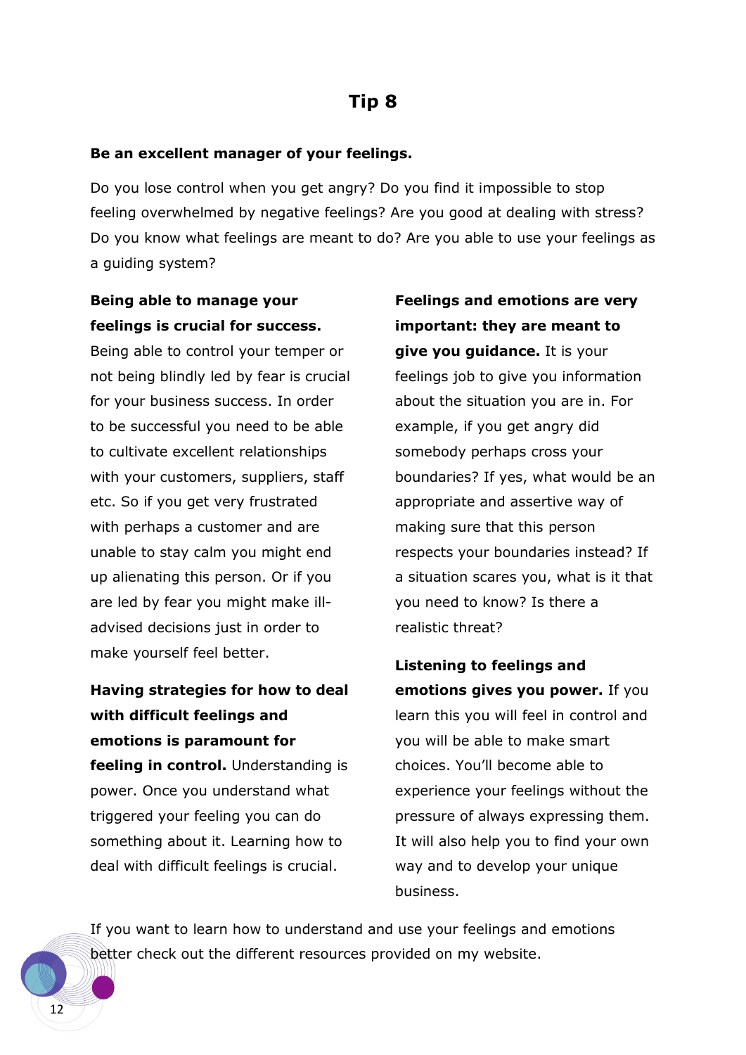# Tip 8

**Be an excellent manager of your feelings.**

Do you lose control when you get angry? Do you find it impossible to stop feeling overwhelmed by negative feelings? Are you good at dealing with stress? Do you know what feelings are meant to do? Are you able to use your feelings as a guiding system?

**Being able to manage your feelings is crucial for success.** Being able to control your temper or not being blindly led by fear is crucial for your business success. In order to be successful you need to be able to cultivate excellent relationships with your customers, suppliers, staff etc. So if you get very frustrated with perhaps a customer and are unable to stay calm you might end up alienating this person. Or if you are led by fear you might make ill-advised decisions just in order to make yourself feel better.

**Having strategies for how to deal with difficult feelings and emotions is paramount for feeling in control.** Understanding is power. Once you understand what triggered your feeling you can do something about it. Learning how to deal with difficult feelings is crucial.

**Feelings and emotions are very important: they are meant to give you guidance.** It is your feelings job to give you information about the situation you are in. For example, if you get angry did somebody perhaps cross your boundaries? If yes, what would be an appropriate and assertive way of making sure that this person respects your boundaries instead? If a situation scares you, what is it that you need to know? Is there a realistic threat?

**Listening to feelings and emotions gives you power.** If you learn this you will feel in control and you will be able to make smart choices. You'll become able to experience your feelings without the pressure of always expressing them. It will also help you to find your own way and to develop your unique business.

If you want to learn how to understand and use your feelings and emotions better check out the different resources provided on my website.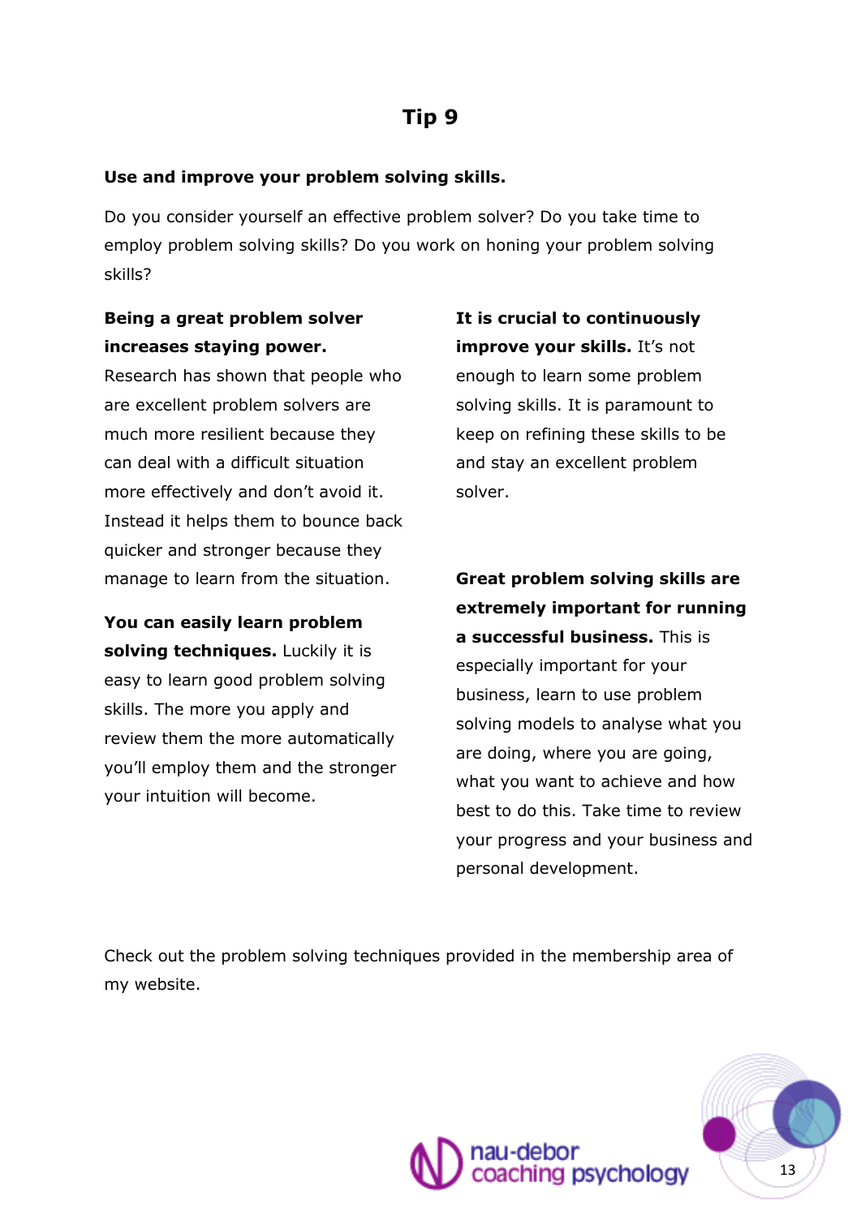# Tip 9

**Use and improve your problem solving skills.**

Do you consider yourself an effective problem solver? Do you take time to employ problem solving skills? Do you work on honing your problem solving skills?

**Being a great problem solver increases staying power.** Research has shown that people who are excellent problem solvers are much more resilient because they can deal with a difficult situation more effectively and don't avoid it. Instead it helps them to bounce back quicker and stronger because they manage to learn from the situation.

**You can easily learn problem solving techniques.** Luckily it is easy to learn good problem solving skills. The more you apply and review them the more automatically you'll employ them and the stronger your intuition will become.

**It is crucial to continuously improve your skills.** It's not enough to learn some problem solving skills. It is paramount to keep on refining these skills to be and stay an excellent problem solver.

**Great problem solving skills are extremely important for running a successful business.** This is especially important for your business, learn to use problem solving models to analyse what you are doing, where you are going, what you want to achieve and how best to do this. Take time to review your progress and your business and personal development.

Check out the problem solving techniques provided in the membership area of my website.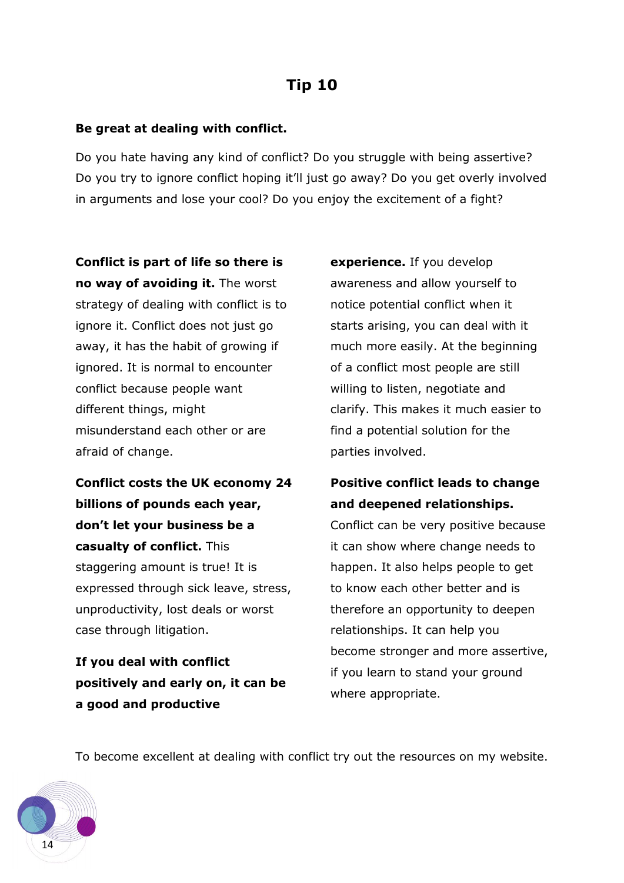# Tip 10

**Be great at dealing with conflict.**

Do you hate having any kind of conflict? Do you struggle with being assertive? Do you try to ignore conflict hoping it'll just go away? Do you get overly involved in arguments and lose your cool? Do you enjoy the excitement of a fight?

**Conflict is part of life so there is no way of avoiding it.** The worst strategy of dealing with conflict is to ignore it. Conflict does not just go away, it has the habit of growing if ignored. It is normal to encounter conflict because people want different things, might misunderstand each other or are afraid of change.

**Conflict costs the UK economy 24 billions of pounds each year, don't let your business be a casualty of conflict.** This staggering amount is true! It is expressed through sick leave, stress, unproductivity, lost deals or worst case through litigation.

**If you deal with conflict positively and early on, it can be a good and productive experience.** If you develop awareness and allow yourself to notice potential conflict when it starts arising, you can deal with it much more easily. At the beginning of a conflict most people are still willing to listen, negotiate and clarify. This makes it much easier to find a potential solution for the parties involved.

**Positive conflict leads to change and deepened relationships.** Conflict can be very positive because it can show where change needs to happen. It also helps people to get to know each other better and is therefore an opportunity to deepen relationships. It can help you become stronger and more assertive, if you learn to stand your ground where appropriate.

To become excellent at dealing with conflict try out the resources on my website.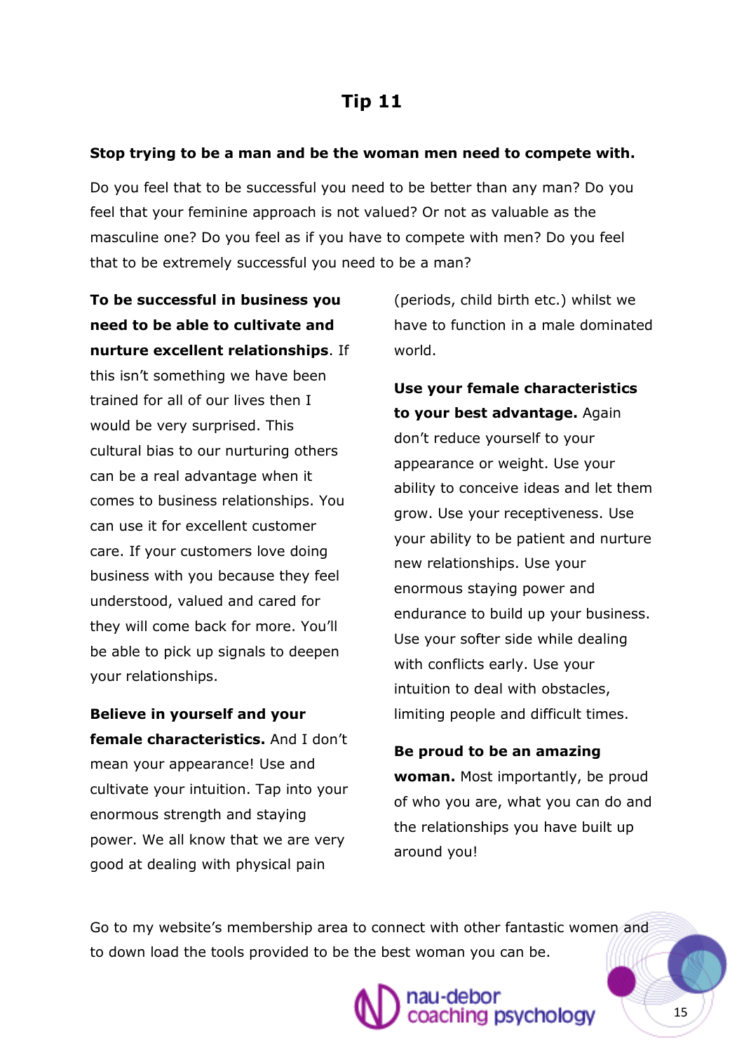## Tip 11

**Stop trying to be a man and be the woman men need to compete with.**

Do you feel that to be successful you need to be better than any man? Do you feel that your feminine approach is not valued? Or not as valuable as the masculine one? Do you feel as if you have to compete with men? Do you feel that to be extremely successful you need to be a man?

**To be successful in business you need to be able to cultivate and nurture excellent relationships**. If this isn't something we have been trained for all of our lives then I would be very surprised. This cultural bias to our nurturing others can be a real advantage when it comes to business relationships. You can use it for excellent customer care. If your customers love doing business with you because they feel understood, valued and cared for they will come back for more. You'll be able to pick up signals to deepen your relationships.

**Believe in yourself and your female characteristics.** And I don't mean your appearance! Use and cultivate your intuition. Tap into your enormous strength and staying power. We all know that we are very good at dealing with physical pain (periods, child birth etc.) whilst we have to function in a male dominated world.

**Use your female characteristics to your best advantage.** Again don't reduce yourself to your appearance or weight. Use your ability to conceive ideas and let them grow. Use your receptiveness. Use your ability to be patient and nurture new relationships. Use your enormous staying power and endurance to build up your business. Use your softer side while dealing with conflicts early. Use your intuition to deal with obstacles, limiting people and difficult times.

**Be proud to be an amazing woman.** Most importantly, be proud of who you are, what you can do and the relationships you have built up around you!

Go to my website's membership area to connect with other fantastic women and to down load the tools provided to be the best woman you can be.

nau-debor coaching psychology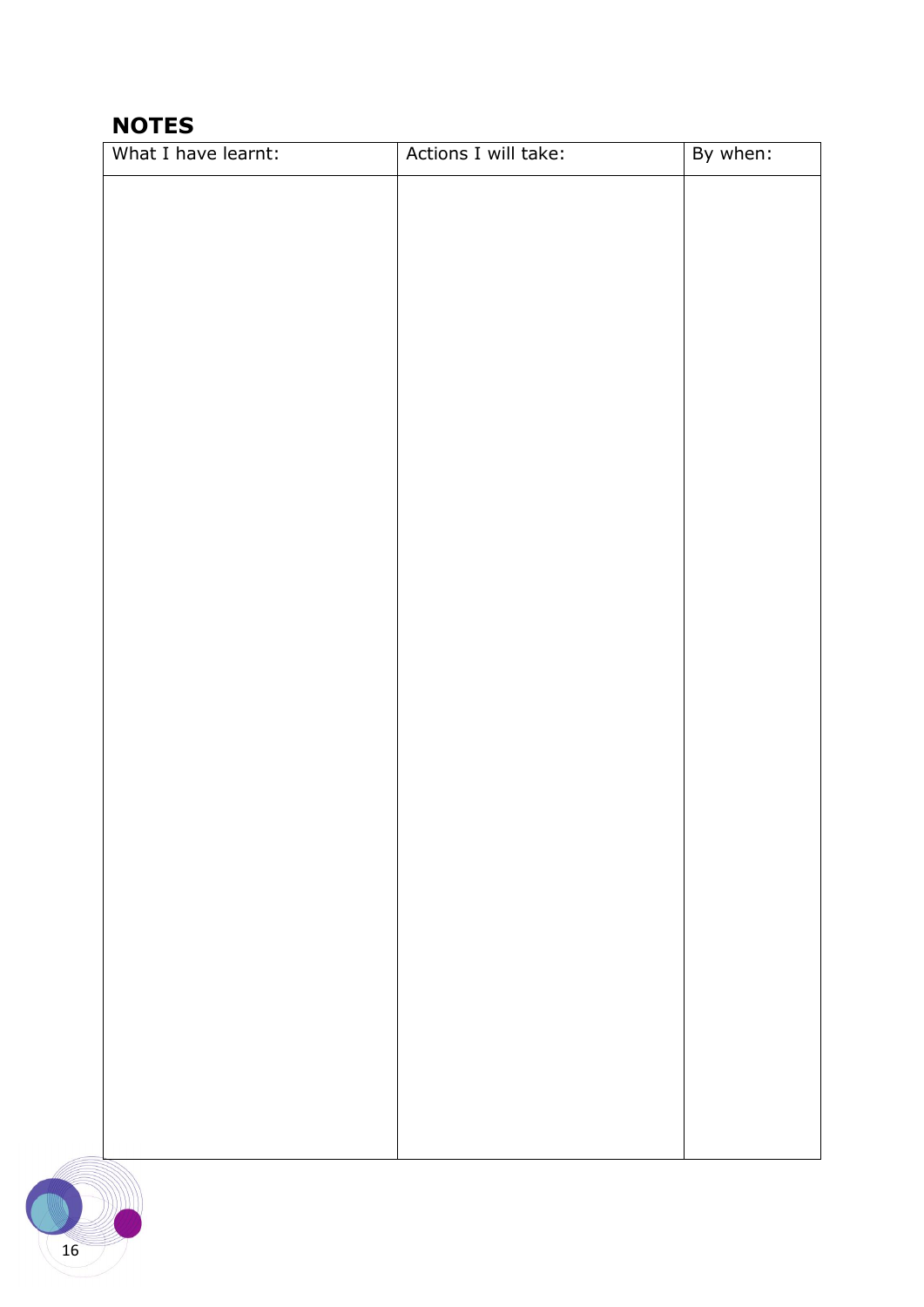## NOTES

| What I have learnt: | Actions I will take: | By when: |
| --- | --- | --- |
| | | |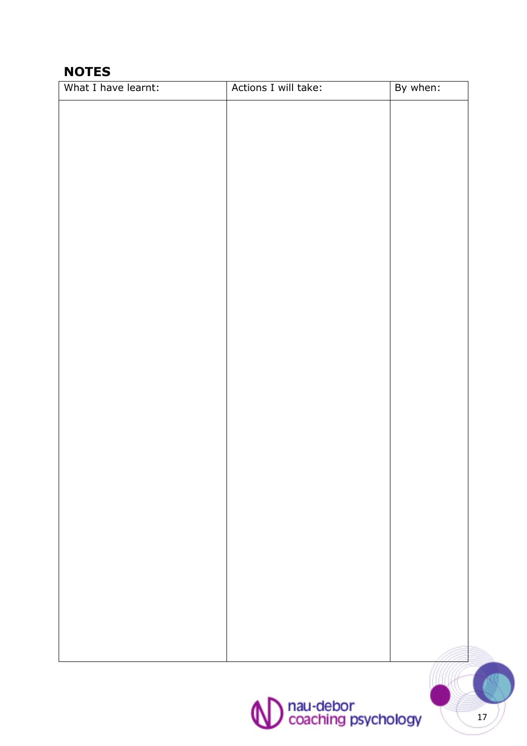## NOTES

| What I have learnt: | Actions I will take: | By when: |
| --- | --- | --- |
| | | |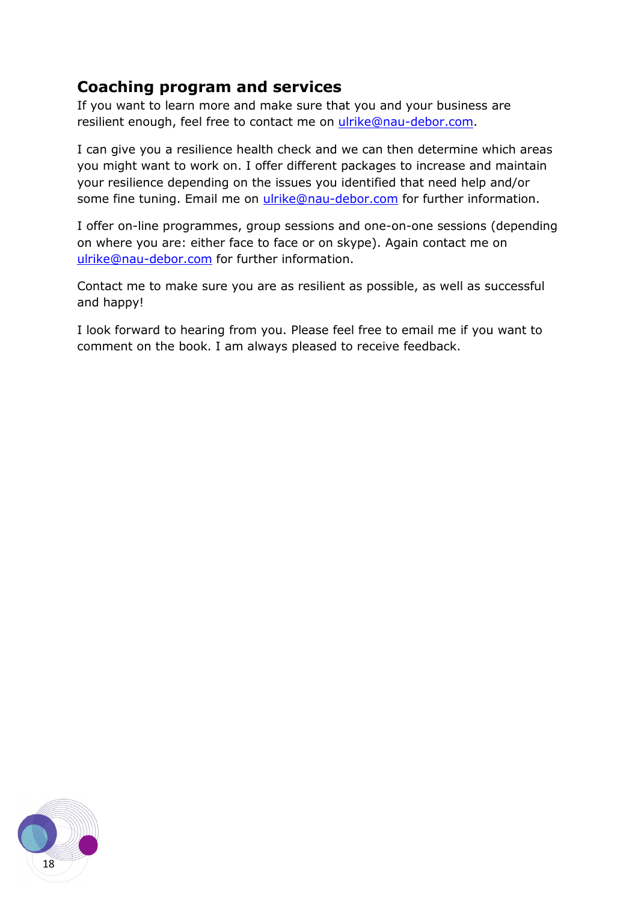## Coaching program and services

If you want to learn more and make sure that you and your business are resilient enough, feel free to contact me on ulrike@nau-debor.com.

I can give you a resilience health check and we can then determine which areas you might want to work on. I offer different packages to increase and maintain your resilience depending on the issues you identified that need help and/or some fine tuning. Email me on ulrike@nau-debor.com for further information.

I offer on-line programmes, group sessions and one-on-one sessions (depending on where you are: either face to face or on skype). Again contact me on ulrike@nau-debor.com for further information.

Contact me to make sure you are as resilient as possible, as well as successful and happy!

I look forward to hearing from you. Please feel free to email me if you want to comment on the book. I am always pleased to receive feedback.